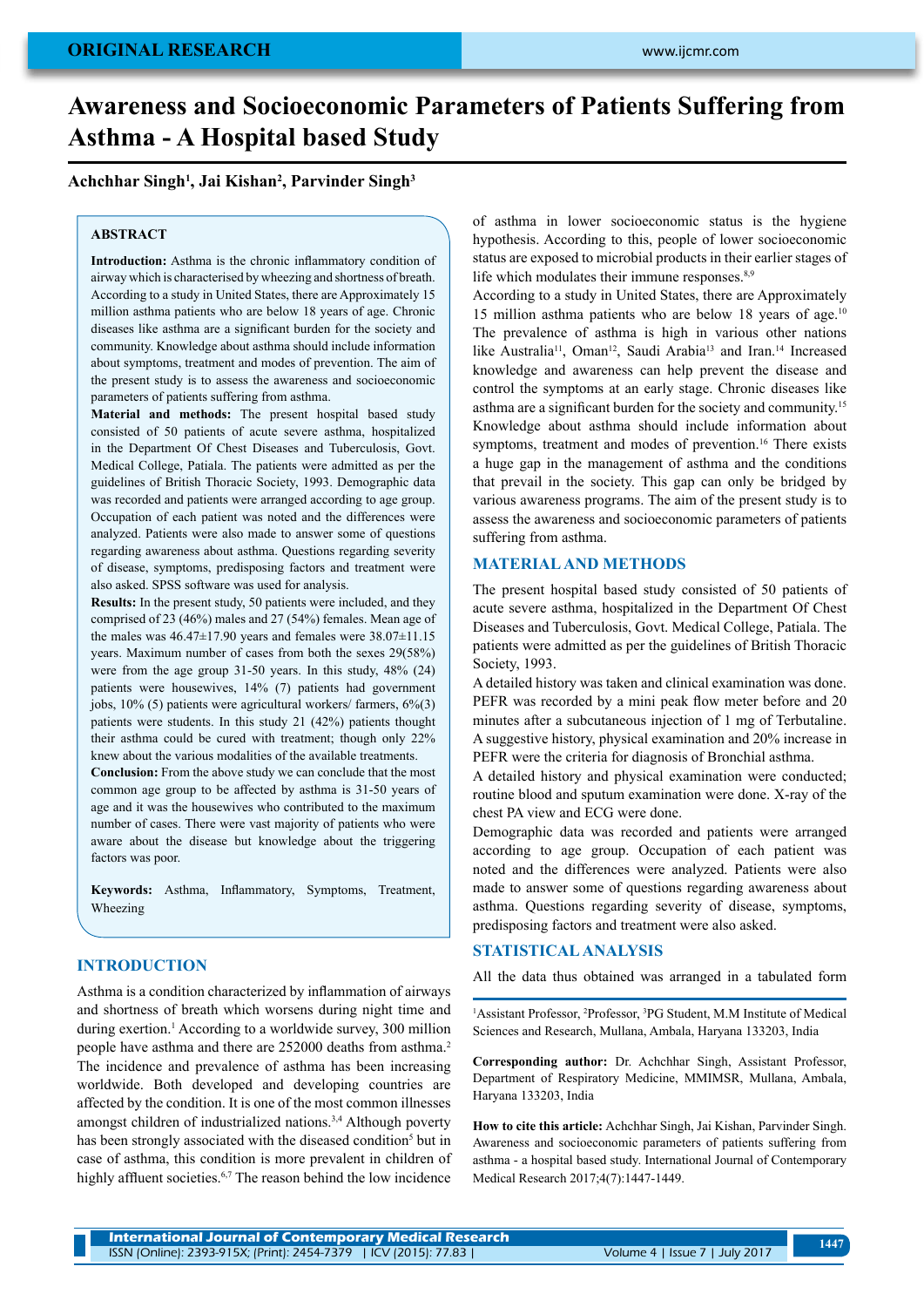ORIGINAL RESEARCH

# Awareness and Socioeconomic Parameters of Patients Suffering from Asthma - A Hospital based Study

**Achchhar Singh[1], Jai Kishan[2], Parvinder Singh[3]**

## ABSTRACT

**Introduction:** Asthma is the chronic inflammatory condition of airway which is characterised by wheezing and shortness of breath. According to a study in United States, there are Approximately 15 million asthma patients who are below 18 years of age. Chronic diseases like asthma are a significant burden for the society and community. Knowledge about asthma should include information about symptoms, treatment and modes of prevention. The aim of the present study is to assess the awareness and socioeconomic parameters of patients suffering from asthma.

**Material and methods:** The present hospital based study consisted of 50 patients of acute severe asthma, hospitalized in the Department Of Chest Diseases and Tuberculosis, Govt. Medical College, Patiala. The patients were admitted as per the guidelines of British Thoracic Society, 1993. Demographic data was recorded and patients were arranged according to age group. Occupation of each patient was noted and the differences were analyzed. Patients were also made to answer some of questions regarding awareness about asthma. Questions regarding severity of disease, symptoms, predisposing factors and treatment were also asked. SPSS software was used for analysis.

**Results:** In the present study, 50 patients were included, and they comprised of 23 (46%) males and 27 (54%) females. Mean age of the males was 46.47±17.90 years and females were 38.07±11.15 years. Maximum number of cases from both the sexes 29(58%) were from the age group 31-50 years. In this study, 48% (24) patients were housewives, 14% (7) patients had government jobs, 10% (5) patients were agricultural workers/ farmers, 6%(3) patients were students. In this study 21 (42%) patients thought their asthma could be cured with treatment; though only 22% knew about the various modalities of the available treatments.

**Conclusion:** From the above study we can conclude that the most common age group to be affected by asthma is 31-50 years of age and it was the housewives who contributed to the maximum number of cases. There were vast majority of patients who were aware about the disease but knowledge about the triggering factors was poor.

**Keywords:** Asthma, Inflammatory, Symptoms, Treatment, Wheezing

## INTRODUCTION

Asthma is a condition characterized by inflammation of airways and shortness of breath which worsens during night time and during exertion.[1] According to a worldwide survey, 300 million people have asthma and there are 252000 deaths from asthma.[2] The incidence and prevalence of asthma has been increasing worldwide. Both developed and developing countries are affected by the condition. It is one of the most common illnesses amongst children of industrialized nations.[3,4] Although poverty has been strongly associated with the diseased condition[5] but in case of asthma, this condition is more prevalent in children of highly affluent societies.[6,7] The reason behind the low incidence of asthma in lower socioeconomic status is the hygiene hypothesis. According to this, people of lower socioeconomic status are exposed to microbial products in their earlier stages of life which modulates their immune responses.[8,9]

According to a study in United States, there are Approximately 15 million asthma patients who are below 18 years of age.[10] The prevalence of asthma is high in various other nations like Australia[11], Oman[12], Saudi Arabia[13] and Iran.[14] Increased knowledge and awareness can help prevent the disease and control the symptoms at an early stage. Chronic diseases like asthma are a significant burden for the society and community.[15] Knowledge about asthma should include information about symptoms, treatment and modes of prevention.[16] There exists a huge gap in the management of asthma and the conditions that prevail in the society. This gap can only be bridged by various awareness programs. The aim of the present study is to assess the awareness and socioeconomic parameters of patients suffering from asthma.

## MATERIAL AND METHODS

The present hospital based study consisted of 50 patients of acute severe asthma, hospitalized in the Department Of Chest Diseases and Tuberculosis, Govt. Medical College, Patiala. The patients were admitted as per the guidelines of British Thoracic Society, 1993.

A detailed history was taken and clinical examination was done. PEFR was recorded by a mini peak flow meter before and 20 minutes after a subcutaneous injection of 1 mg of Terbutaline. A suggestive history, physical examination and 20% increase in PEFR were the criteria for diagnosis of Bronchial asthma.

A detailed history and physical examination were conducted; routine blood and sputum examination were done. X-ray of the chest PA view and ECG were done.

Demographic data was recorded and patients were arranged according to age group. Occupation of each patient was noted and the differences were analyzed. Patients were also made to answer some of questions regarding awareness about asthma. Questions regarding severity of disease, symptoms, predisposing factors and treatment were also asked.

## STATISTICAL ANALYSIS

All the data thus obtained was arranged in a tabulated form

[1]Assistant Professor, [2]Professor, [3]PG Student, M.M Institute of Medical Sciences and Research, Mullana, Ambala, Haryana 133203, India

**Corresponding author:** Dr. Achchhar Singh, Assistant Professor, Department of Respiratory Medicine, MMIMSR, Mullana, Ambala, Haryana 133203, India

**How to cite this article:** Achchhar Singh, Jai Kishan, Parvinder Singh. Awareness and socioeconomic parameters of patients suffering from asthma - a hospital based study. International Journal of Contemporary Medical Research 2017;4(7):1447-1449.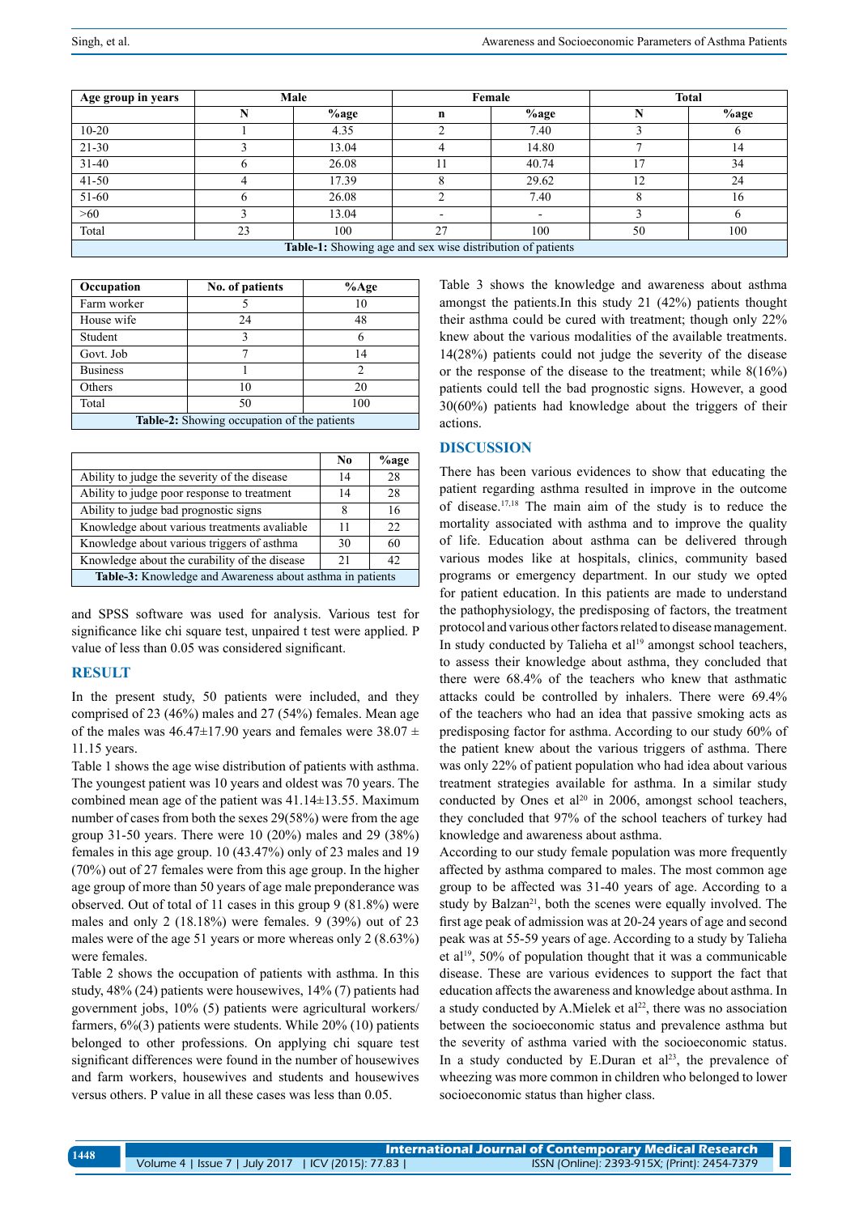| Age group in years | Male | | Female | | Total | |
|---|---|---|---|---|---|---|
| | N | %age | n | %age | N | %age |
| 10-20 | 1 | 4.35 | 2 | 7.40 | 3 | 6 |
| 21-30 | 3 | 13.04 | 4 | 14.80 | 7 | 14 |
| 31-40 | 6 | 26.08 | 11 | 40.74 | 17 | 34 |
| 41-50 | 4 | 17.39 | 8 | 29.62 | 12 | 24 |
| 51-60 | 6 | 26.08 | 2 | 7.40 | 8 | 16 |
| >60 | 3 | 13.04 | - | - | 3 | 6 |
| Total | 23 | 100 | 27 | 100 | 50 | 100 |

**Table-1:** Showing age and sex wise distribution of patients

| Occupation | No. of patients | %Age |
|---|---|---|
| Farm worker | 5 | 10 |
| House wife | 24 | 48 |
| Student | 3 | 6 |
| Govt. Job | 7 | 14 |
| Business | 1 | 2 |
| Others | 10 | 20 |
| Total | 50 | 100 |

**Table-2:** Showing occupation of the patients

| | No | %age |
|---|---|---|
| Ability to judge the severity of the disease | 14 | 28 |
| Ability to judge poor response to treatment | 14 | 28 |
| Ability to judge bad prognostic signs | 8 | 16 |
| Knowledge about various treatments avaliable | 11 | 22 |
| Knowledge about various triggers of asthma | 30 | 60 |
| Knowledge about the curability of the disease | 21 | 42 |

**Table-3:** Knowledge and Awareness about asthma in patients

and SPSS software was used for analysis. Various test for significance like chi square test, unpaired t test were applied. P value of less than 0.05 was considered significant.

## RESULT

In the present study, 50 patients were included, and they comprised of 23 (46%) males and 27 (54%) females. Mean age of the males was 46.47±17.90 years and females were 38.07 ± 11.15 years.

Table 1 shows the age wise distribution of patients with asthma. The youngest patient was 10 years and oldest was 70 years. The combined mean age of the patient was 41.14±13.55. Maximum number of cases from both the sexes 29(58%) were from the age group 31-50 years. There were 10 (20%) males and 29 (38%) females in this age group. 10 (43.47%) only of 23 males and 19 (70%) out of 27 females were from this age group. In the higher age group of more than 50 years of age male preponderance was observed. Out of total of 11 cases in this group 9 (81.8%) were males and only 2 (18.18%) were females. 9 (39%) out of 23 males were of the age 51 years or more whereas only 2 (8.63%) were females.

Table 2 shows the occupation of patients with asthma. In this study, 48% (24) patients were housewives, 14% (7) patients had government jobs, 10% (5) patients were agricultural workers/ farmers, 6%(3) patients were students. While 20% (10) patients belonged to other professions. On applying chi square test significant differences were found in the number of housewives and farm workers, housewives and students and housewives versus others. P value in all these cases was less than 0.05.

Table 3 shows the knowledge and awareness about asthma amongst the patients.In this study 21 (42%) patients thought their asthma could be cured with treatment; though only 22% knew about the various modalities of the available treatments. 14(28%) patients could not judge the severity of the disease or the response of the disease to the treatment; while 8(16%) patients could tell the bad prognostic signs. However, a good 30(60%) patients had knowledge about the triggers of their actions.

## DISCUSSION

There has been various evidences to show that educating the patient regarding asthma resulted in improve in the outcome of disease.[17,18] The main aim of the study is to reduce the mortality associated with asthma and to improve the quality of life. Education about asthma can be delivered through various modes like at hospitals, clinics, community based programs or emergency department. In our study we opted for patient education. In this patients are made to understand the pathophysiology, the predisposing of factors, the treatment protocol and various other factors related to disease management. In study conducted by Talieha et al[19] amongst school teachers, to assess their knowledge about asthma, they concluded that there were 68.4% of the teachers who knew that asthmatic attacks could be controlled by inhalers. There were 69.4% of the teachers who had an idea that passive smoking acts as predisposing factor for asthma. According to our study 60% of the patient knew about the various triggers of asthma. There was only 22% of patient population who had idea about various treatment strategies available for asthma. In a similar study conducted by Ones et al[20] in 2006, amongst school teachers, they concluded that 97% of the school teachers of turkey had knowledge and awareness about asthma.

According to our study female population was more frequently affected by asthma compared to males. The most common age group to be affected was 31-40 years of age. According to a study by Balzan[21], both the scenes were equally involved. The first age peak of admission was at 20-24 years of age and second peak was at 55-59 years of age. According to a study by Talieha et al[19], 50% of population thought that it was a communicable disease. These are various evidences to support the fact that education affects the awareness and knowledge about asthma. In a study conducted by A.Mielek et al[22], there was no association between the socioeconomic status and prevalence asthma but the severity of asthma varied with the socioeconomic status. In a study conducted by E.Duran et al[23], the prevalence of wheezing was more common in children who belonged to lower socioeconomic status than higher class.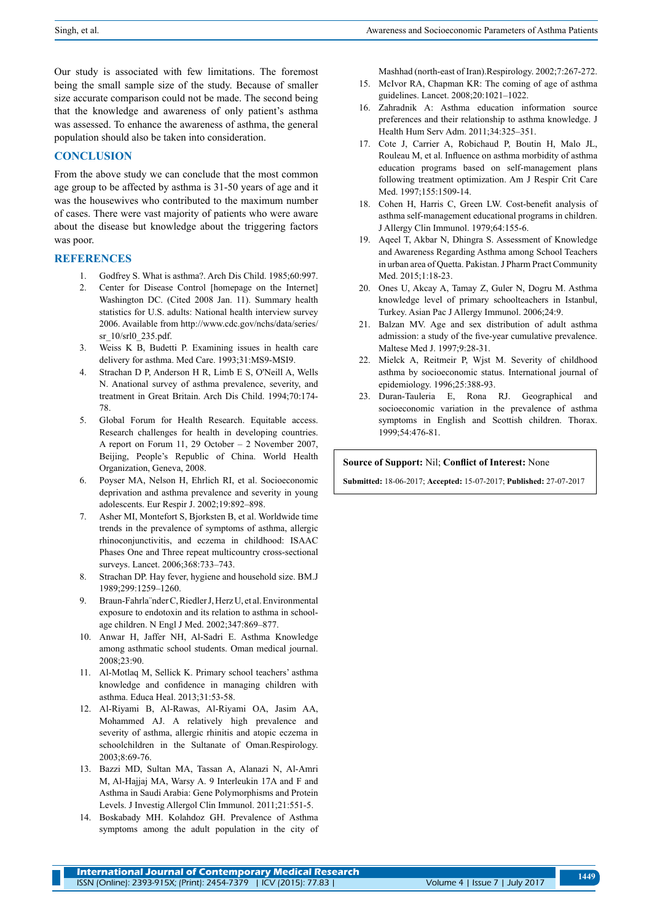Our study is associated with few limitations. The foremost being the small sample size of the study. Because of smaller size accurate comparison could not be made. The second being that the knowledge and awareness of only patient's asthma was assessed. To enhance the awareness of asthma, the general population should also be taken into consideration.

## CONCLUSION

From the above study we can conclude that the most common age group to be affected by asthma is 31-50 years of age and it was the housewives who contributed to the maximum number of cases. There were vast majority of patients who were aware about the disease but knowledge about the triggering factors was poor.

## REFERENCES

1. Godfrey S. What is asthma?. Arch Dis Child. 1985;60:997.
2. Center for Disease Control [homepage on the Internet] Washington DC. (Cited 2008 Jan. 11). Summary health statistics for U.S. adults: National health interview survey 2006. Available from http://www.cdc.gov/nchs/data/series/sr_10/srl0_235.pdf.
3. Weiss K B, Budetti P. Examining issues in health care delivery for asthma. Med Care. 1993;31:MS9-MSI9.
4. Strachan D P, Anderson H R, Limb E S, O'Neill A, Wells N. Anational survey of asthma prevalence, severity, and treatment in Great Britain. Arch Dis Child. 1994;70:174-78.
5. Global Forum for Health Research. Equitable access. Research challenges for health in developing countries. A report on Forum 11, 29 October – 2 November 2007, Beijing, People's Republic of China. World Health Organization, Geneva, 2008.
6. Poyser MA, Nelson H, Ehrlich RI, et al. Socioeconomic deprivation and asthma prevalence and severity in young adolescents. Eur Respir J. 2002;19:892–898.
7. Asher MI, Montefort S, Bjorksten B, et al. Worldwide time trends in the prevalence of symptoms of asthma, allergic rhinoconjunctivitis, and eczema in childhood: ISAAC Phases One and Three repeat multicountry cross-sectional surveys. Lancet. 2006;368:733–743.
8. Strachan DP. Hay fever, hygiene and household size. BM.J 1989;299:1259–1260.
9. Braun-Fahrla¨nder C, Riedler J, Herz U, et al. Environmental exposure to endotoxin and its relation to asthma in school-age children. N Engl J Med. 2002;347:869–877.
10. Anwar H, Jaffer NH, Al-Sadri E. Asthma Knowledge among asthmatic school students. Oman medical journal. 2008;23:90.
11. Al-Motlaq M, Sellick K. Primary school teachers' asthma knowledge and confidence in managing children with asthma. Educa Heal. 2013;31:53-58.
12. Al-Riyami B, Al-Rawas, Al-Riyami OA, Jasim AA, Mohammed AJ. A relatively high prevalence and severity of asthma, allergic rhinitis and atopic eczema in schoolchildren in the Sultanate of Oman.Respirology. 2003;8:69-76.
13. Bazzi MD, Sultan MA, Tassan A, Alanazi N, Al-Amri M, Al-Hajjaj MA, Warsy A. 9 Interleukin 17A and F and Asthma in Saudi Arabia: Gene Polymorphisms and Protein Levels. J Investig Allergol Clin Immunol. 2011;21:551-5.
14. Boskabady MH. Kolahdoz GH. Prevalence of Asthma symptoms among the adult population in the city of Mashhad (north-east of Iran).Respirology. 2002;7:267-272.
15. McIvor RA, Chapman KR: The coming of age of asthma guidelines. Lancet. 2008;20:1021–1022.
16. Zahradnik A: Asthma education information source preferences and their relationship to asthma knowledge. J Health Hum Serv Adm. 2011;34:325–351.
17. Cote J, Carrier A, Robichaud P, Boutin H, Malo JL, Rouleau M, et al. Influence on asthma morbidity of asthma education programs based on self-management plans following treatment optimization. Am J Respir Crit Care Med. 1997;155:1509-14.
18. Cohen H, Harris C, Green LW. Cost-benefit analysis of asthma self-management educational programs in children. J Allergy Clin Immunol. 1979;64:155-6.
19. Aqeel T, Akbar N, Dhingra S. Assessment of Knowledge and Awareness Regarding Asthma among School Teachers in urban area of Quetta. Pakistan. J Pharm Pract Community Med. 2015;1:18-23.
20. Ones U, Akcay A, Tamay Z, Guler N, Dogru M. Asthma knowledge level of primary schoolteachers in Istanbul, Turkey. Asian Pac J Allergy Immunol. 2006;24:9.
21. Balzan MV. Age and sex distribution of adult asthma admission: a study of the five-year cumulative prevalence. Maltese Med J. 1997;9:28-31.
22. Mielck A, Reitmeir P, Wjst M. Severity of childhood asthma by socioeconomic status. International journal of epidemiology. 1996;25:388-93.
23. Duran-Tauleria E, Rona RJ. Geographical and socioeconomic variation in the prevalence of asthma symptoms in English and Scottish children. Thorax. 1999;54:476-81.

**Source of Support:** Nil; **Conflict of Interest:** None

**Submitted:** 18-06-2017; **Accepted:** 15-07-2017; **Published:** 27-07-2017